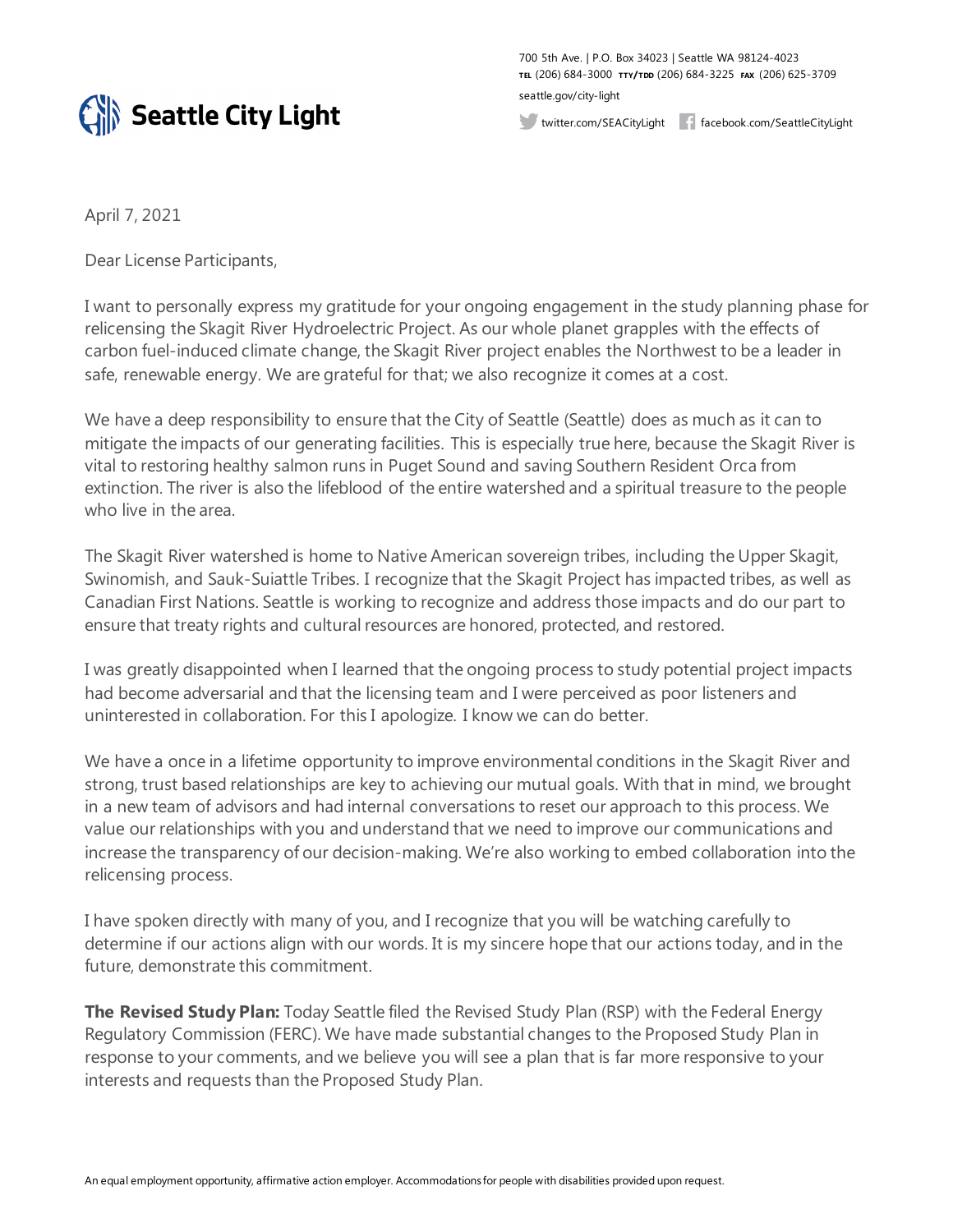# Seattle City Light

700 5th Ave. | P.O. Box 34023 | Seattle WA 98124-4023
TEL (206) 684-3000 TTY/TDD (206) 684-3225 FAX (206) 625-3709
seattle.gov/city-light
twitter.com/SEACityLight facebook.com/SeattleCityLight

April 7, 2021

Dear License Participants,

I want to personally express my gratitude for your ongoing engagement in the study planning phase for relicensing the Skagit River Hydroelectric Project. As our whole planet grapples with the effects of carbon fuel-induced climate change, the Skagit River project enables the Northwest to be a leader in safe, renewable energy. We are grateful for that; we also recognize it comes at a cost.

We have a deep responsibility to ensure that the City of Seattle (Seattle) does as much as it can to mitigate the impacts of our generating facilities. This is especially true here, because the Skagit River is vital to restoring healthy salmon runs in Puget Sound and saving Southern Resident Orca from extinction. The river is also the lifeblood of the entire watershed and a spiritual treasure to the people who live in the area.

The Skagit River watershed is home to Native American sovereign tribes, including the Upper Skagit, Swinomish, and Sauk-Suiattle Tribes. I recognize that the Skagit Project has impacted tribes, as well as Canadian First Nations. Seattle is working to recognize and address those impacts and do our part to ensure that treaty rights and cultural resources are honored, protected, and restored.

I was greatly disappointed when I learned that the ongoing process to study potential project impacts had become adversarial and that the licensing team and I were perceived as poor listeners and uninterested in collaboration. For this I apologize. I know we can do better.

We have a once in a lifetime opportunity to improve environmental conditions in the Skagit River and strong, trust based relationships are key to achieving our mutual goals. With that in mind, we brought in a new team of advisors and had internal conversations to reset our approach to this process. We value our relationships with you and understand that we need to improve our communications and increase the transparency of our decision-making. We're also working to embed collaboration into the relicensing process.

I have spoken directly with many of you, and I recognize that you will be watching carefully to determine if our actions align with our words. It is my sincere hope that our actions today, and in the future, demonstrate this commitment.

**The Revised Study Plan:** Today Seattle filed the Revised Study Plan (RSP) with the Federal Energy Regulatory Commission (FERC). We have made substantial changes to the Proposed Study Plan in response to your comments, and we believe you will see a plan that is far more responsive to your interests and requests than the Proposed Study Plan.

An equal employment opportunity, affirmative action employer. Accommodations for people with disabilities provided upon request.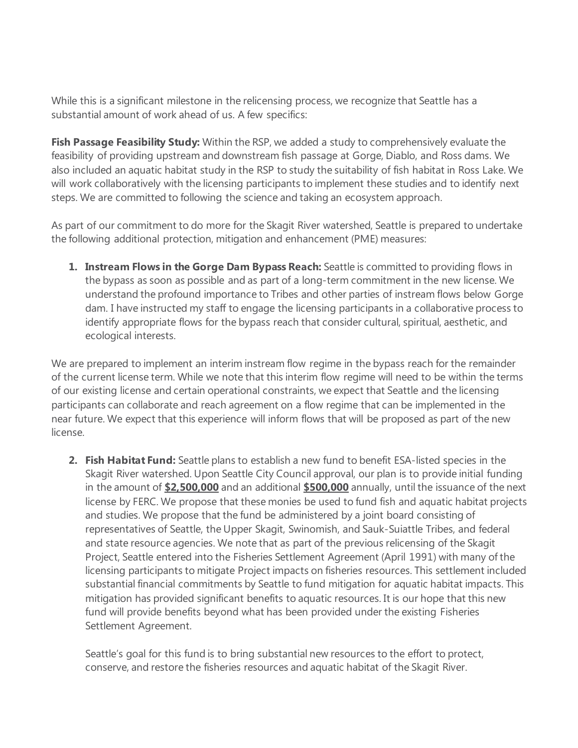While this is a significant milestone in the relicensing process, we recognize that Seattle has a substantial amount of work ahead of us. A few specifics:

**Fish Passage Feasibility Study:** Within the RSP, we added a study to comprehensively evaluate the feasibility of providing upstream and downstream fish passage at Gorge, Diablo, and Ross dams. We also included an aquatic habitat study in the RSP to study the suitability of fish habitat in Ross Lake. We will work collaboratively with the licensing participants to implement these studies and to identify next steps. We are committed to following the science and taking an ecosystem approach.

As part of our commitment to do more for the Skagit River watershed, Seattle is prepared to undertake the following additional protection, mitigation and enhancement (PME) measures:

1. **Instream Flows in the Gorge Dam Bypass Reach:** Seattle is committed to providing flows in the bypass as soon as possible and as part of a long-term commitment in the new license. We understand the profound importance to Tribes and other parties of instream flows below Gorge dam. I have instructed my staff to engage the licensing participants in a collaborative process to identify appropriate flows for the bypass reach that consider cultural, spiritual, aesthetic, and ecological interests.

We are prepared to implement an interim instream flow regime in the bypass reach for the remainder of the current license term. While we note that this interim flow regime will need to be within the terms of our existing license and certain operational constraints, we expect that Seattle and the licensing participants can collaborate and reach agreement on a flow regime that can be implemented in the near future. We expect that this experience will inform flows that will be proposed as part of the new license.

2. **Fish Habitat Fund:** Seattle plans to establish a new fund to benefit ESA-listed species in the Skagit River watershed. Upon Seattle City Council approval, our plan is to provide initial funding in the amount of **$2,500,000** and an additional **$500,000** annually, until the issuance of the next license by FERC. We propose that these monies be used to fund fish and aquatic habitat projects and studies. We propose that the fund be administered by a joint board consisting of representatives of Seattle, the Upper Skagit, Swinomish, and Sauk-Suiattle Tribes, and federal and state resource agencies. We note that as part of the previous relicensing of the Skagit Project, Seattle entered into the Fisheries Settlement Agreement (April 1991) with many of the licensing participants to mitigate Project impacts on fisheries resources. This settlement included substantial financial commitments by Seattle to fund mitigation for aquatic habitat impacts. This mitigation has provided significant benefits to aquatic resources. It is our hope that this new fund will provide benefits beyond what has been provided under the existing Fisheries Settlement Agreement.

   Seattle's goal for this fund is to bring substantial new resources to the effort to protect, conserve, and restore the fisheries resources and aquatic habitat of the Skagit River.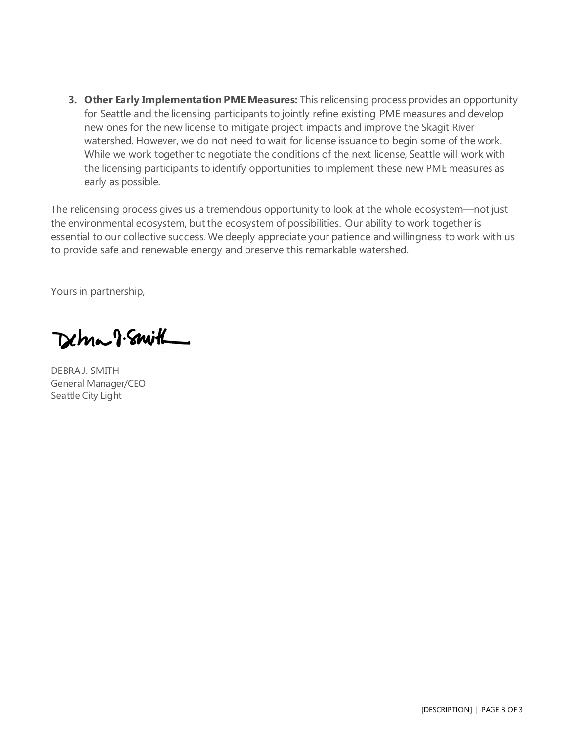3. **Other Early Implementation PME Measures:** This relicensing process provides an opportunity for Seattle and the licensing participants to jointly refine existing PME measures and develop new ones for the new license to mitigate project impacts and improve the Skagit River watershed. However, we do not need to wait for license issuance to begin some of the work. While we work together to negotiate the conditions of the next license, Seattle will work with the licensing participants to identify opportunities to implement these new PME measures as early as possible.

The relicensing process gives us a tremendous opportunity to look at the whole ecosystem—not just the environmental ecosystem, but the ecosystem of possibilities. Our ability to work together is essential to our collective success. We deeply appreciate your patience and willingness to work with us to provide safe and renewable energy and preserve this remarkable watershed.

Yours in partnership,

Debra J. Smith

DEBRA J. SMITH
General Manager/CEO
Seattle City Light